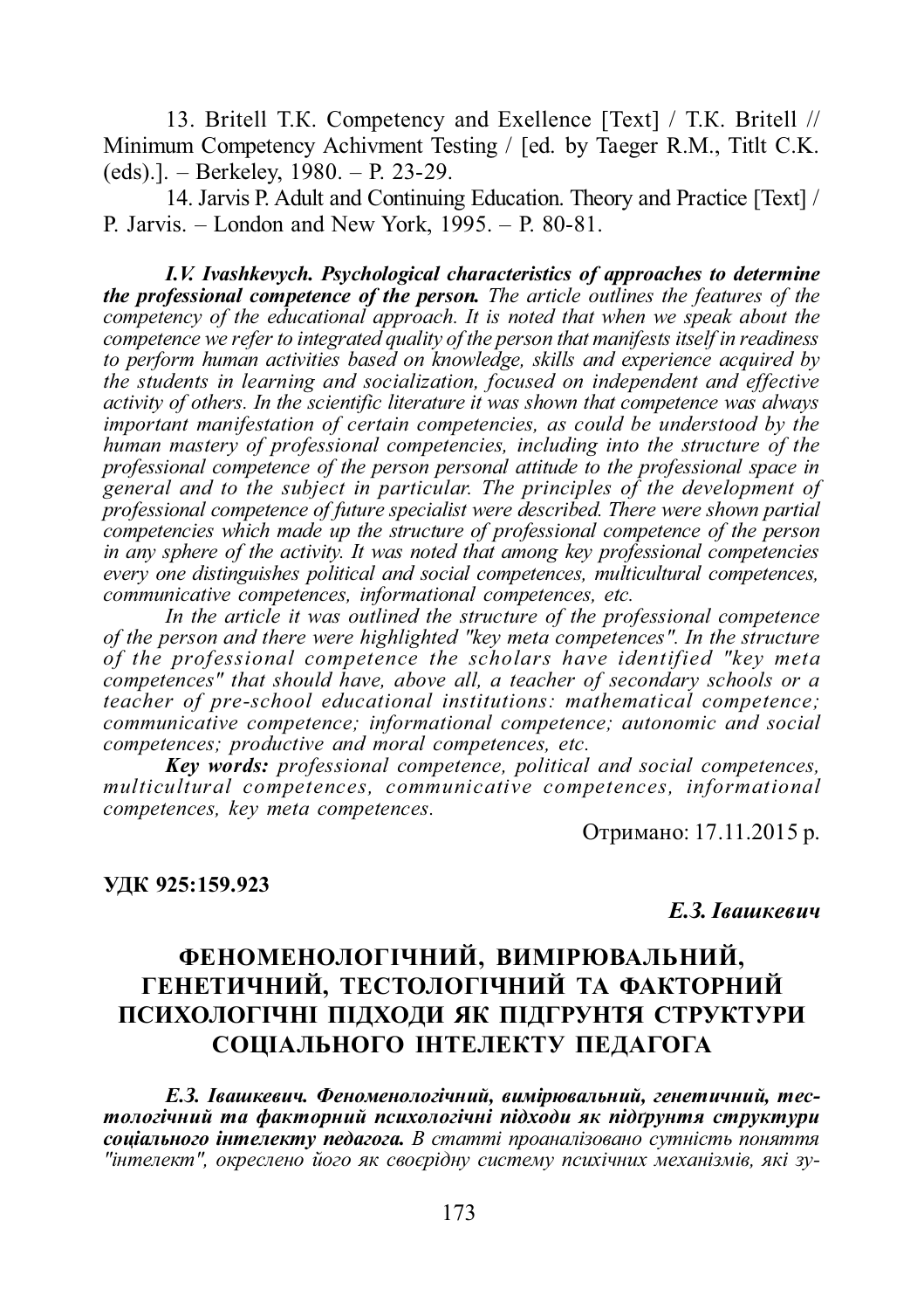13. Britell T.K. Competency and Exellence [Text] / T.K. Britell // Minimum Competency Achivment Testing / [ed. by Taeger R.M., Titlt C.K. (eds).]. – Berkeley, 1980. – P. 23-29.

14. Jarvis P. Adult and Continuing Education. Theory and Practice [Text] / P. Jarvis. – London and New York, 1995. – P. 80-81.

***I.V. Ivashkevych. Psychological characteristics of approaches to determine the professional competence of the person.*** *The article outlines the features of the competency of the educational approach. It is noted that when we speak about the competence we refer to integrated quality of the person that manifests itself in readiness to perform human activities based on knowledge, skills and experience acquired by the students in learning and socialization, focused on independent and effective activity of others. In the scientific literature it was shown that competence was always important manifestation of certain competencies, as could be understood by the human mastery of professional competencies, including into the structure of the professional competence of the person personal attitude to the professional space in general and to the subject in particular. The principles of the development of professional competence of future specialist were described. There were shown partial competencies which made up the structure of professional competence of the person in any sphere of the activity. It was noted that among key professional competencies every one distinguishes political and social competences, multicultural competences, communicative competences, informational competences, etc.*

*In the article it was outlined the structure of the professional competence of the person and there were highlighted "key meta competences". In the structure of the professional competence the scholars have identified "key meta competences" that should have, above all, a teacher of secondary schools or a teacher of pre-school educational institutions: mathematical competence; communicative competence; informational competence; autonomic and social competences; productive and moral competences, etc.*

***Key words:*** *professional competence, political and social competences, multicultural competences, communicative competences, informational competences, key meta competences.*

Отримано: 17.11.2015 р.

**УДК 925:159.923**

***Е.З. Івашкевич***

# ФЕНОМЕНОЛОГІЧНИЙ, ВИМІРЮВАЛЬНИЙ, ГЕНЕТИЧНИЙ, ТЕСТОЛОГІЧНИЙ ТА ФАКТОРНИЙ ПСИХОЛОГІЧНІ ПІДХОДИ ЯК ПІДҐРУНТЯ СТРУКТУРИ СОЦІАЛЬНОГО ІНТЕЛЕКТУ ПЕДАГОГА

***Е.З. Івашкевич. Феноменологічний, вимірювальний, генетичний, тестологічний та факторний психологічні підходи як підґрунтя структури соціального інтелекту педагога.*** *В статті проаналізовано сутність поняття "інтелект", окреслено його як своєрідну систему психічних механізмів, які зу-*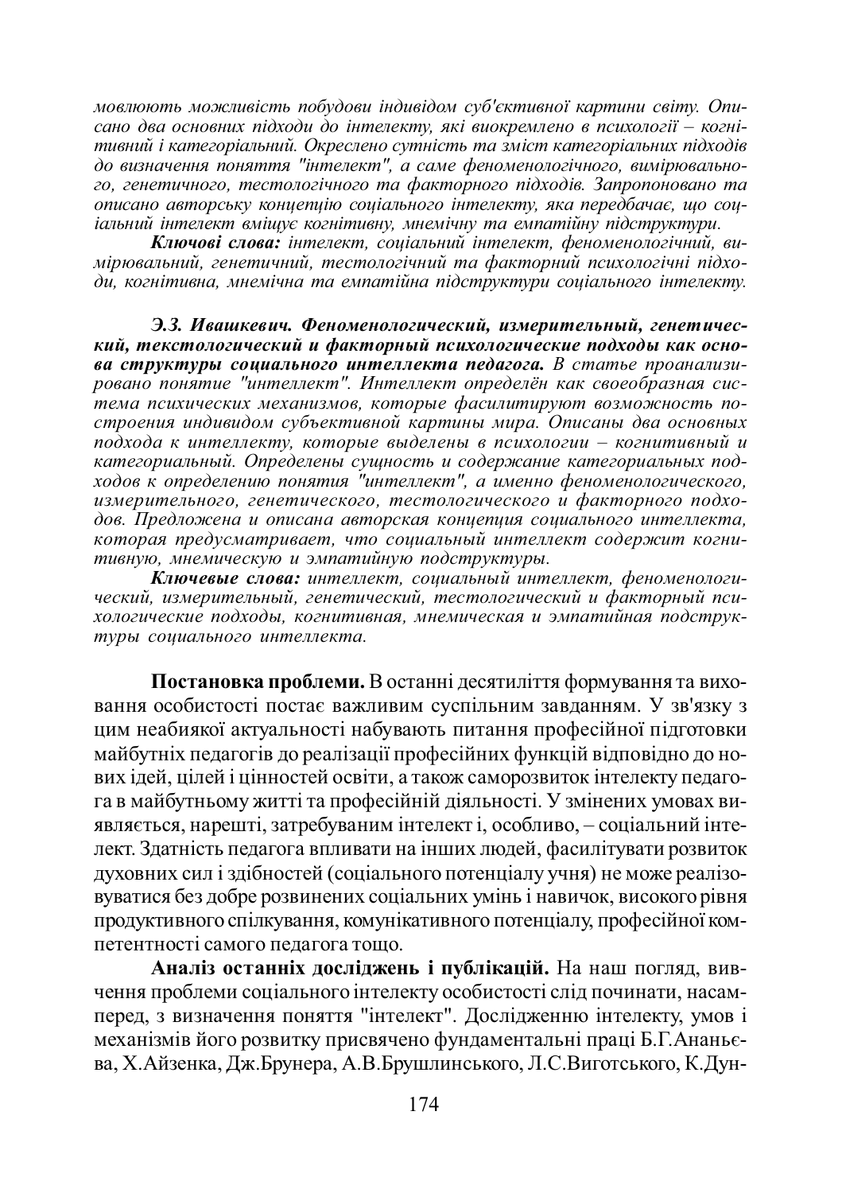*мовлюють можливість побудови індивідом суб'єктивної картини світу. Описано два основних підходи до інтелекту, які виокремлено в психології – когнітивний і категоріальний. Окреслено сутність та зміст категоріальних підходів до визначення поняття "інтелект", а саме феноменологічного, вимірювального, генетичного, тестологічного та факторного підходів. Запропоновано та описано авторську концепцію соціального інтелекту, яка передбачає, що соціальний інтелект вміщує когнітивну, мнемічну та емпатійну підструктури.*

***Ключові слова:*** *інтелект, соціальний інтелект, феноменологічний, вимірювальний, генетичний, тестологічний та факторний психологічні підходи, когнітивна, мнемічна та емпатійна підструктури соціального інтелекту.*

***Э.З. Ивашкевич. Феноменологический, измерительный, генетический, текстологический и факторный психологические подходы как основа структуры социального интеллекта педагога.*** *В статье проанализировано понятие "интеллект". Интеллект определён как своеобразная система психических механизмов, которые фасилитируют возможность построения индивидом субъективной картины мира. Описаны два основных подхода к интеллекту, которые выделены в психологии – когнитивный и категориальный. Определены сущность и содержание категориальных подходов к определению понятия "интеллект", а именно феноменологического, измерительного, генетического, тестологического и факторного подходов. Предложена и описана авторская концепция социального интеллекта, которая предусматривает, что социальный интеллект содержит когнитивную, мнемическую и эмпатийную подструктуры.*

***Ключевые слова:*** *интеллект, социальный интеллект, феноменологический, измерительный, генетический, тестологический и факторный психологические подходы, когнитивная, мнемическая и эмпатийная подструктуры социального интеллекта.*

**Постановка проблеми.** В останні десятиліття формування та виховання особистості постає важливим суспільним завданням. У зв'язку з цим неабиякої актуальності набувають питання професійної підготовки майбутніх педагогів до реалізації професійних функцій відповідно до нових ідей, цілей і цінностей освіти, а також саморозвиток інтелекту педагога в майбутньому житті та професійній діяльності. У змінених умовах виявляється, нарешті, затребуваним інтелект і, особливо, – соціальний інтелект. Здатність педагога впливати на інших людей, фасилітувати розвиток духовних сил і здібностей (соціального потенціалу учня) не може реалізовуватися без добре розвинених соціальних умінь і навичок, високого рівня продуктивного спілкування, комунікативного потенціалу, професійної компетентності самого педагога тощо.

**Аналіз останніх досліджень і публікацій.** На наш погляд, вивчення проблеми соціального інтелекту особистості слід починати, насамперед, з визначення поняття "інтелект". Дослідженню інтелекту, умов і механізмів його розвитку присвячено фундаментальні праці Б.Г.Ананьєва, Х.Айзенка, Дж.Брунера, А.В.Брушлинського, Л.С.Виготського, К.Дун-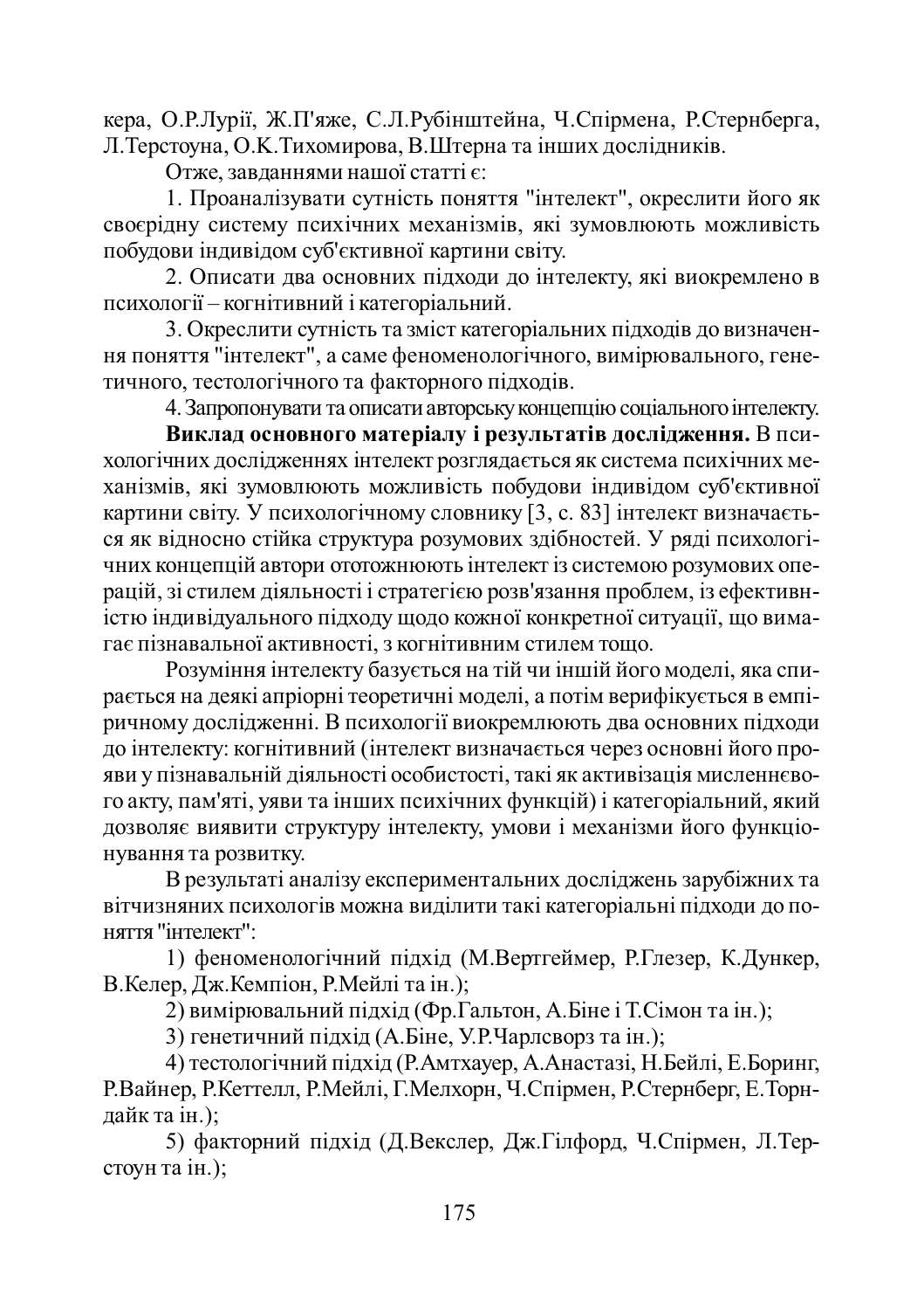кера, О.Р.Лурії, Ж.П'яже, С.Л.Рубінштейна, Ч.Спірмена, Р.Стернберга, Л.Терстоуна, О.К.Тихомирова, В.Штерна та інших дослідників.

Отже, завданнями нашої статті є:

1. Проаналізувати сутність поняття "інтелект", окреслити його як своєрідну систему психічних механізмів, які зумовлюють можливість побудови індивідом суб'єктивної картини світу.

2. Описати два основних підходи до інтелекту, які виокремлено в психології – когнітивний і категоріальний.

3. Окреслити сутність та зміст категоріальних підходів до визначення поняття "інтелект", а саме феноменологічного, вимірювального, генетичного, тестологічного та факторного підходів.

4. Запропонувати та описати авторську концепцію соціального інтелекту.

**Виклад основного матеріалу і результатів дослідження.** В психологічних дослідженнях інтелект розглядається як система психічних механізмів, які зумовлюють можливість побудови індивідом суб'єктивної картини світу. У психологічному словнику [3, с. 83] інтелект визначається як відносно стійка структура розумових здібностей. У ряді психологічних концепцій автори ототожнюють інтелект із системою розумових операцій, зі стилем діяльності і стратегією розв'язання проблем, із ефективністю індивідуального підходу щодо кожної конкретної ситуації, що вимагає пізнавальної активності, з когнітивним стилем тощо.

Розуміння інтелекту базується на тій чи іншій його моделі, яка спирається на деякі апріорні теоретичні моделі, а потім верифікується в емпіричному дослідженні. В психології виокремлюють два основних підходи до інтелекту: когнітивний (інтелект визначається через основні його прояви у пізнавальній діяльності особистості, такі як активізація мисленнєвого акту, пам'яті, уяви та інших психічних функцій) і категоріальний, який дозволяє виявити структуру інтелекту, умови і механізми його функціонування та розвитку.

В результаті аналізу експериментальних досліджень зарубіжних та вітчизняних психологів можна виділити такі категоріальні підходи до поняття "інтелект":

1) феноменологічний підхід (М.Вертгеймер, Р.Глезер, К.Дункер, В.Келер, Дж.Кемпіон, Р.Мейлі та ін.);

2) вимірювальний підхід (Фр.Гальтон, А.Біне і Т.Сімон та ін.);

3) генетичний підхід (А.Біне, У.Р.Чарлсворз та ін.);

4) тестологічний підхід (Р.Амтхауер, А.Анастазі, Н.Бейлі, Е.Боринг, Р.Вайнер, Р.Кеттелл, Р.Мейлі, Г.Мелхорн, Ч.Спірмен, Р.Стернберг, Е.Торндайк та ін.);

5) факторний підхід (Д.Векслер, Дж.Гілфорд, Ч.Спірмен, Л.Терстоун та ін.);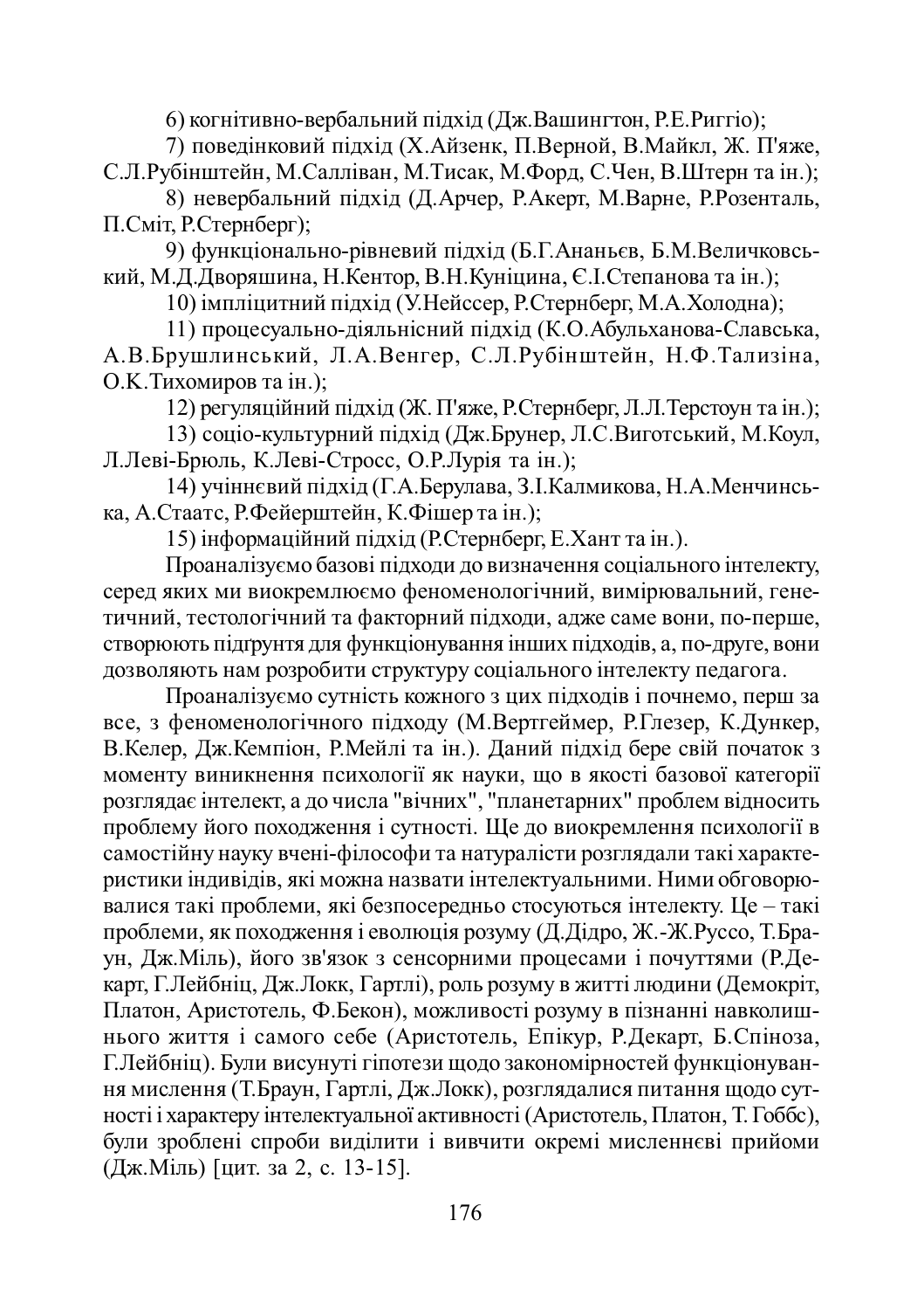6) когнітивно-вербальний підхід (Дж.Вашингтон, Р.Е.Риггіо);

7) поведінковий підхід (Х.Айзенк, П.Верной, В.Майкл, Ж. П'яже, С.Л.Рубінштейн, М.Салліван, М.Тисак, М.Форд, С.Чен, В.Штерн та ін.);

8) невербальний підхід (Д.Арчер, Р.Акерт, М.Варне, Р.Розенталь, П.Сміт, Р.Стернберг);

9) функціонально-рівневий підхід (Б.Г.Ананьєв, Б.М.Величковський, М.Д.Дворяшина, Н.Кентор, В.Н.Куніцина, Є.І.Степанова та ін.);

10) імпліцитний підхід (У.Нейссер, Р.Стернберг, М.А.Холодна);

11) процесуально-діяльнісний підхід (К.О.Абульханова-Славська, А.В.Брушлинський, Л.А.Венгер, С.Л.Рубінштейн, Н.Ф.Тализіна, О.К.Тихомиров та ін.);

12) регуляційний підхід (Ж. П'яже, Р.Стернберг, Л.Л.Терстоун та ін.);

13) соціо-культурний підхід (Дж.Брунер, Л.С.Виготський, М.Коул, Л.Леві-Брюль, К.Леві-Стросс, О.Р.Лурія та ін.);

14) учіннєвий підхід (Г.А.Берулава, З.І.Калмикова, Н.А.Менчинська, А.Стаатс, Р.Фейерштейн, К.Фішер та ін.);

15) інформаційний підхід (Р.Стернберг, Е.Хант та ін.).

Проаналізуємо базові підходи до визначення соціального інтелекту, серед яких ми виокремлюємо феноменологічний, вимірювальний, генетичний, тестологічний та факторний підходи, адже саме вони, по-перше, створюють підґрунтя для функціонування інших підходів, а, по-друге, вони дозволяють нам розробити структуру соціального інтелекту педагога.

Проаналізуємо сутність кожного з цих підходів і почнемо, перш за все, з феноменологічного підходу (М.Вертгеймер, Р.Глезер, К.Дункер, В.Келер, Дж.Кемпіон, Р.Мейлі та ін.). Даний підхід бере свій початок з моменту виникнення психології як науки, що в якості базової категорії розглядає інтелект, а до числа "вічних", "планетарних" проблем відносить проблему його походження і сутності. Ще до виокремлення психології в самостійну науку вчені-філософи та натуралісти розглядали такі характеристики індивідів, які можна назвати інтелектуальними. Ними обговорювалися такі проблеми, які безпосередньо стосуються інтелекту. Це – такі проблеми, як походження і еволюція розуму (Д.Дідро, Ж.-Ж.Руссо, Т.Браун, Дж.Міль), його зв'язок з сенсорними процесами і почуттями (Р.Декарт, Г.Лейбніц, Дж.Локк, Гартлі), роль розуму в житті людини (Демокріт, Платон, Аристотель, Ф.Бекон), можливості розуму в пізнанні навколишнього життя і самого себе (Аристотель, Епікур, Р.Декарт, Б.Спіноза, Г.Лейбніц). Були висунуті гіпотези щодо закономірностей функціонування мислення (Т.Браун, Гартлі, Дж.Локк), розглядалися питання щодо сутності і характеру інтелектуальної активності (Аристотель, Платон, Т. Гоббс), були зроблені спроби виділити і вивчити окремі мисленнєві прийоми (Дж.Міль) [цит. за 2, с. 13-15].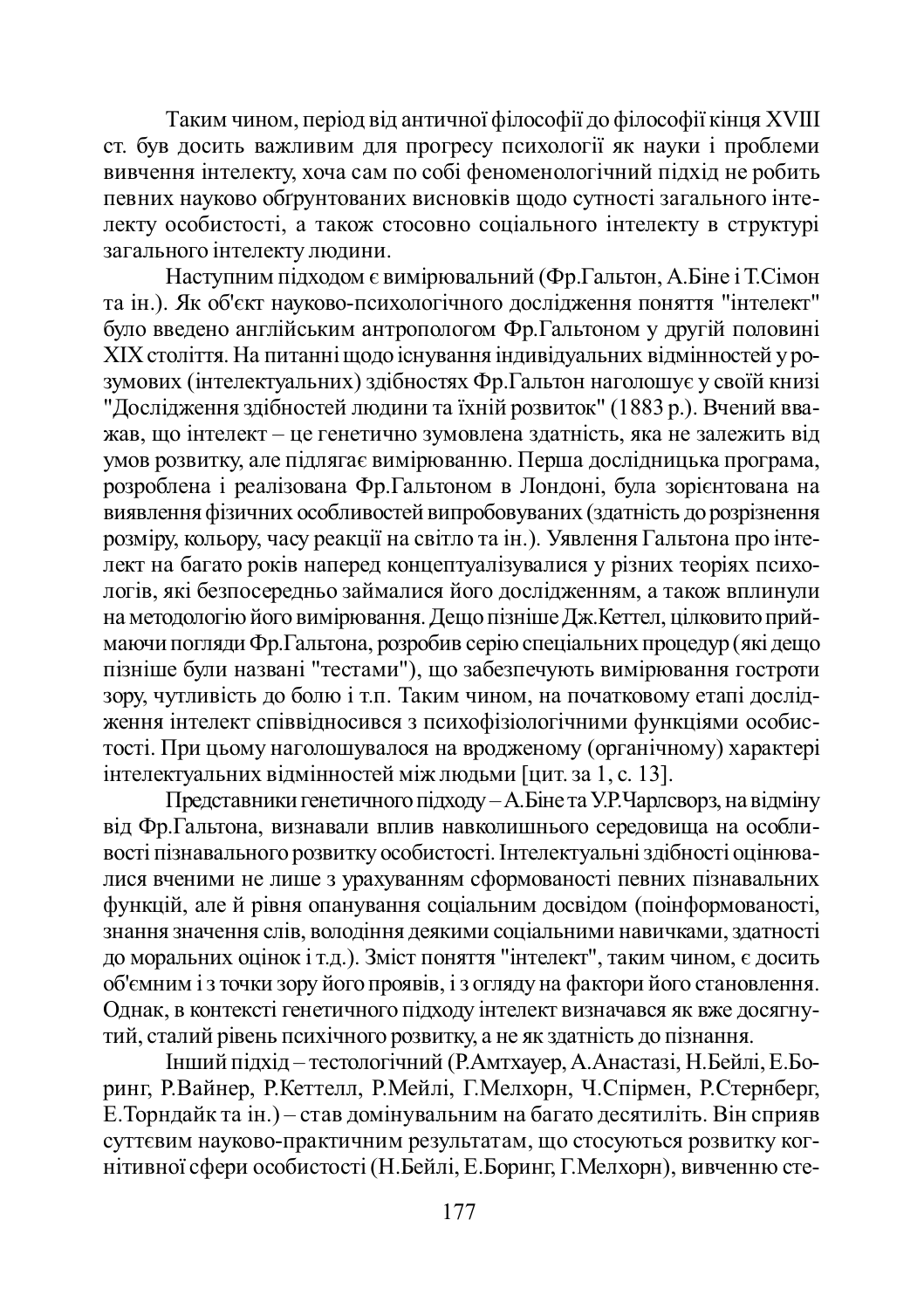Таким чином, період від античної філософії до філософії кінця XVIII ст. був досить важливим для прогресу психології як науки і проблеми вивчення інтелекту, хоча сам по собі феноменологічний підхід не робить певних науково обгрунтованих висновків щодо сутності загального інтелекту особистості, а також стосовно соціального інтелекту в структурі загального інтелекту людини.

Наступним підходом є вимірювальний (Фр.Гальтон, А.Біне і Т.Сімон та ін.). Як об'єкт науково-психологічного дослідження поняття "інтелект" було введено англійським антропологом Фр.Гальтоном у другій половині XIX століття. На питанні щодо існування індивідуальних відмінностей у розумових (інтелектуальних) здібностях Фр.Гальтон наголошує у своїй книзі "Дослідження здібностей людини та їхній розвиток" (1883 р.). Вчений вважав, що інтелект – це генетично зумовлена здатність, яка не залежить від умов розвитку, але підлягає вимірюванню. Перша дослідницька програма, розроблена і реалізована Фр.Гальтоном в Лондоні, була зорієнтована на виявлення фізичних особливостей випробовуваних (здатність до розрізнення розміру, кольору, часу реакції на світло та ін.). Уявлення Гальтона про інтелект на багато років наперед концептуалізувалися у різних теоріях психологів, які безпосередньо займалися його дослідженням, а також вплинули на методологію його вимірювання. Дещо пізніше Дж.Кеттел, цілковито приймаючи погляди Фр.Гальтона, розробив серію спеціальних процедур (які дещо пізніше були названі "тестами"), що забезпечують вимірювання гостроти зору, чутливість до болю і т.п. Таким чином, на початковому етапі дослідження інтелект співвідносився з психофізіологічними функціями особистості. При цьому наголошувалося на вродженому (органічному) характері інтелектуальних відмінностей між людьми [цит. за 1, с. 13].

Представники генетичного підходу – А.Біне та У.Р.Чарлсворз, на відміну від Фр.Гальтона, визнавали вплив навколишнього середовища на особливості пізнавального розвитку особистості. Інтелектуальні здібності оцінювалися вченими не лише з урахуванням сформованості певних пізнавальних функцій, але й рівня опанування соціальним досвідом (поінформованості, знання значення слів, володіння деякими соціальними навичками, здатності до моральних оцінок і т.д.). Зміст поняття "інтелект", таким чином, є досить об'ємним і з точки зору його проявів, і з огляду на фактори його становлення. Однак, в контексті генетичного підходу інтелект визначався як вже досягнутий, сталий рівень психічного розвитку, а не як здатність до пізнання.

Інший підхід – тестологічний (Р.Амтхауер, А.Анастазі, Н.Бейлі, Е.Боринг, Р.Вайнер, Р.Кеттелл, Р.Мейлі, Г.Мелхорн, Ч.Спірмен, Р.Стернберг, Е.Торндайк та ін.) – став домінувальним на багато десятиліть. Він сприяв суттєвим науково-практичним результатам, що стосуються розвитку когнітивної сфери особистості (Н.Бейлі, Е.Боринг, Г.Мелхорн), вивченню сте-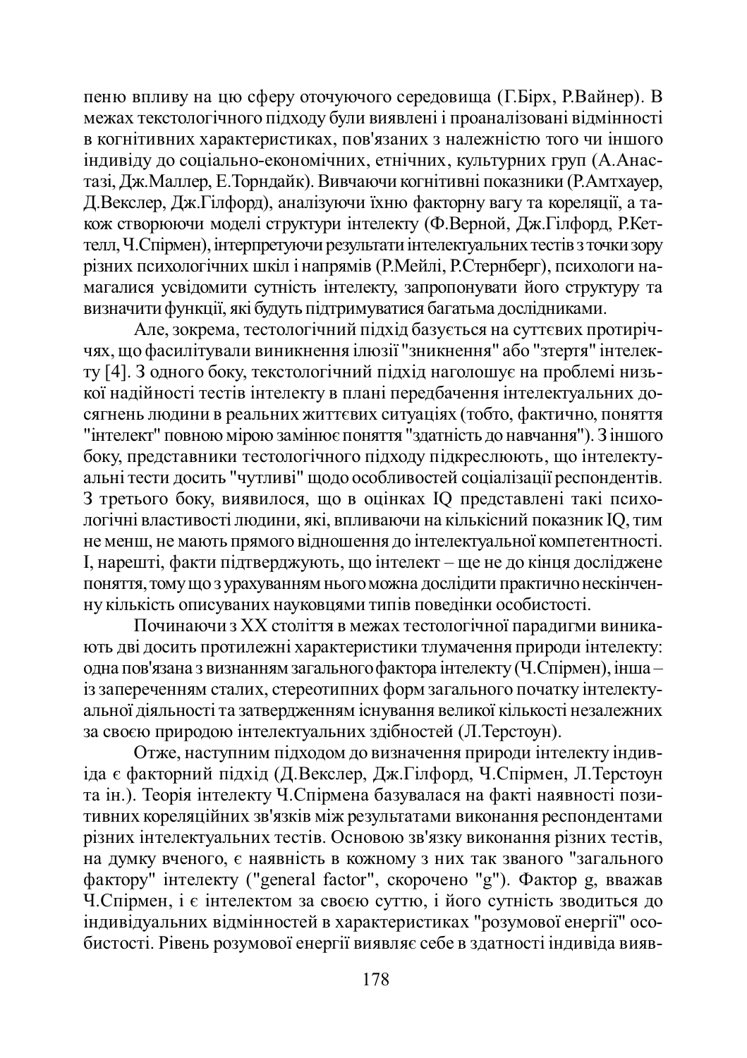пеню впливу на цю сферу оточуючого середовища (Г.Бірх, Р.Вайнер). В межах текстологічного підходу були виявлені і проаналізовані відмінності в когнітивних характеристиках, пов'язаних з належністю того чи іншого індивіду до соціально-економічних, етнічних, культурних груп (А.Анастазі, Дж.Маллер, Е.Торндайк). Вивчаючи когнітивні показники (Р.Амтхауер, Д.Векслер, Дж.Гілфорд), аналізуючи їхню факторну вагу та кореляції, а також створюючи моделі структури інтелекту (Ф.Верной, Дж.Гілфорд, Р.Кеттелл, Ч.Спірмен), інтерпретуючи результати інтелектуальних тестів з точки зору різних психологічних шкіл і напрямів (Р.Мейлі, Р.Стернберг), психологи намагалися усвідомити сутність інтелекту, запропонувати його структуру та визначити функції, які будуть підтримуватися багатьма дослідниками.

Але, зокрема, тестологічний підхід базується на суттєвих протиріччях, що фасилітували виникнення ілюзії "зникнення" або "зтертя" інтелекту [4]. З одного боку, текстологічний підхід наголошує на проблемі низької надійності тестів інтелекту в плані передбачення інтелектуальних досягнень людини в реальних життєвих ситуаціях (тобто, фактично, поняття "інтелект" повною мірою замінює поняття "здатність до навчання"). З іншого боку, представники тестологічного підходу підкреслюють, що інтелектуальні тести досить "чутливі" щодо особливостей соціалізації респондентів. З третього боку, виявилося, що в оцінках IQ представлені такі психологічні властивості людини, які, впливаючи на кількісний показник IQ, тим не менш, не мають прямого відношення до інтелектуальної компетентності. І, нарешті, факти підтверджують, що інтелект – ще не до кінця досліджене поняття, тому що з урахуванням нього можна дослідити практично нескінченну кількість описуваних науковцями типів поведінки особистості.

Починаючи з XX століття в межах тестологічної парадигми виникають дві досить протилежні характеристики тлумачення природи інтелекту: одна пов'язана з визнанням загального фактора інтелекту (Ч.Спірмен), інша – із запереченням сталих, стереотипних форм загального початку інтелектуальної діяльності та затвердженням існування великої кількості незалежних за своєю природою інтелектуальних здібностей (Л.Терстоун).

Отже, наступним підходом до визначення природи інтелекту індивіда є факторний підхід (Д.Векслер, Дж.Гілфорд, Ч.Спірмен, Л.Терстоун та ін.). Теорія інтелекту Ч.Спірмена базувалася на факті наявності позитивних кореляційних зв'язків між результатами виконання респондентами різних інтелектуальних тестів. Основою зв'язку виконання різних тестів, на думку вченого, є наявність в кожному з них так званого "загального фактору" інтелекту ("general factor", скорочено "g"). Фактор g, вважав Ч.Спірмен, і є інтелектом за своєю суттю, і його сутність зводиться до індивідуальних відмінностей в характеристиках "розумової енергії" особистості. Рівень розумової енергії виявляє себе в здатності індивіда вияв-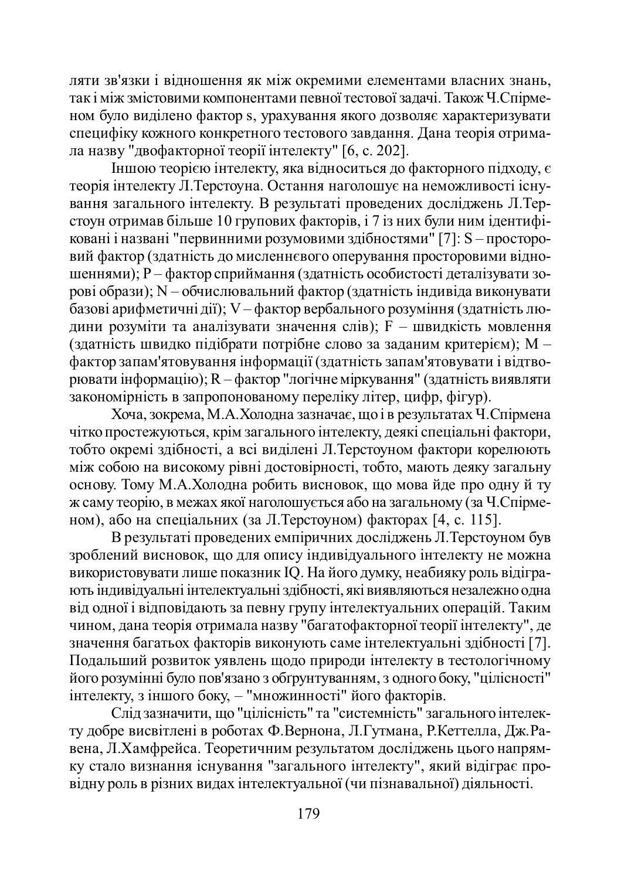ляти зв'язки і відношення як між окремими елементами власних знань, так і між змістовими компонентами певної тестової задачі. Також Ч.Спірменом було виділено фактор s, урахування якого дозволяє характеризувати специфіку кожного конкретного тестового завдання. Дана теорія отримала назву "двофакторної теорії інтелекту" [6, с. 202].

Іншою теорією інтелекту, яка відноситься до факторного підходу, є теорія інтелекту Л.Терстоуна. Остання наголошує на неможливості існування загального інтелекту. В результаті проведених досліджень Л.Терстоун отримав більше 10 групових факторів, і 7 із них були ним ідентифіковані і названі "первинними розумовими здібностями" [7]: S – просторовий фактор (здатність до мисленнєвого оперування просторовими відношеннями); P – фактор сприймання (здатність особистості деталізувати зорові образи); N – обчислювальний фактор (здатність індивіда виконувати базові арифметичні дії); V – фактор вербального розуміння (здатність людини розуміти та аналізувати значення слів); F – швидкість мовлення (здатність швидко підібрати потрібне слово за заданим критерієм); M – фактор запам'ятовування інформації (здатність запам'ятовувати і відтворювати інформацію); R – фактор "логічне міркування" (здатність виявляти закономірність в запропонованому переліку літер, цифр, фігур).

Хоча, зокрема, М.А.Холодна зазначає, що і в результатах Ч.Спірмена чітко простежуються, крім загального інтелекту, деякі спеціальні фактори, тобто окремі здібності, а всі виділені Л.Терстоуном фактори корелюють між собою на високому рівні достовірності, тобто, мають деяку загальну основу. Тому М.А.Холодна робить висновок, що мова йде про одну й ту ж саму теорію, в межах якої наголошується або на загальному (за Ч.Спірменом), або на спеціальних (за Л.Терстоуном) факторах [4, с. 115].

В результаті проведених емпіричних досліджень Л.Терстоуном був зроблений висновок, що для опису індивідуального інтелекту не можна використовувати лише показник IQ. На його думку, неабияку роль відіграють індивідуальні інтелектуальні здібності, які виявляються незалежно одна від одної і відповідають за певну групу інтелектуальних операцій. Таким чином, дана теорія отримала назву "багатофакторної теорії інтелекту", де значення багатьох факторів виконують саме інтелектуальні здібності [7]. Подальший розвиток уявлень щодо природи інтелекту в тестологічному його розумінні було пов'язано з обґрунтуванням, з одного боку, "цілісності" інтелекту, з іншого боку, – "множинності" його факторів.

Слід зазначити, що "цілісність" та "системність" загального інтелекту добре висвітлені в роботах Ф.Вернона, Л.Гутмана, Р.Кеттелла, Дж.Равена, Л.Хамфрейса. Теоретичним результатом досліджень цього напрямку стало визнання існування "загального інтелекту", який відіграє провідну роль в різних видах інтелектуальної (чи пізнавальної) діяльності.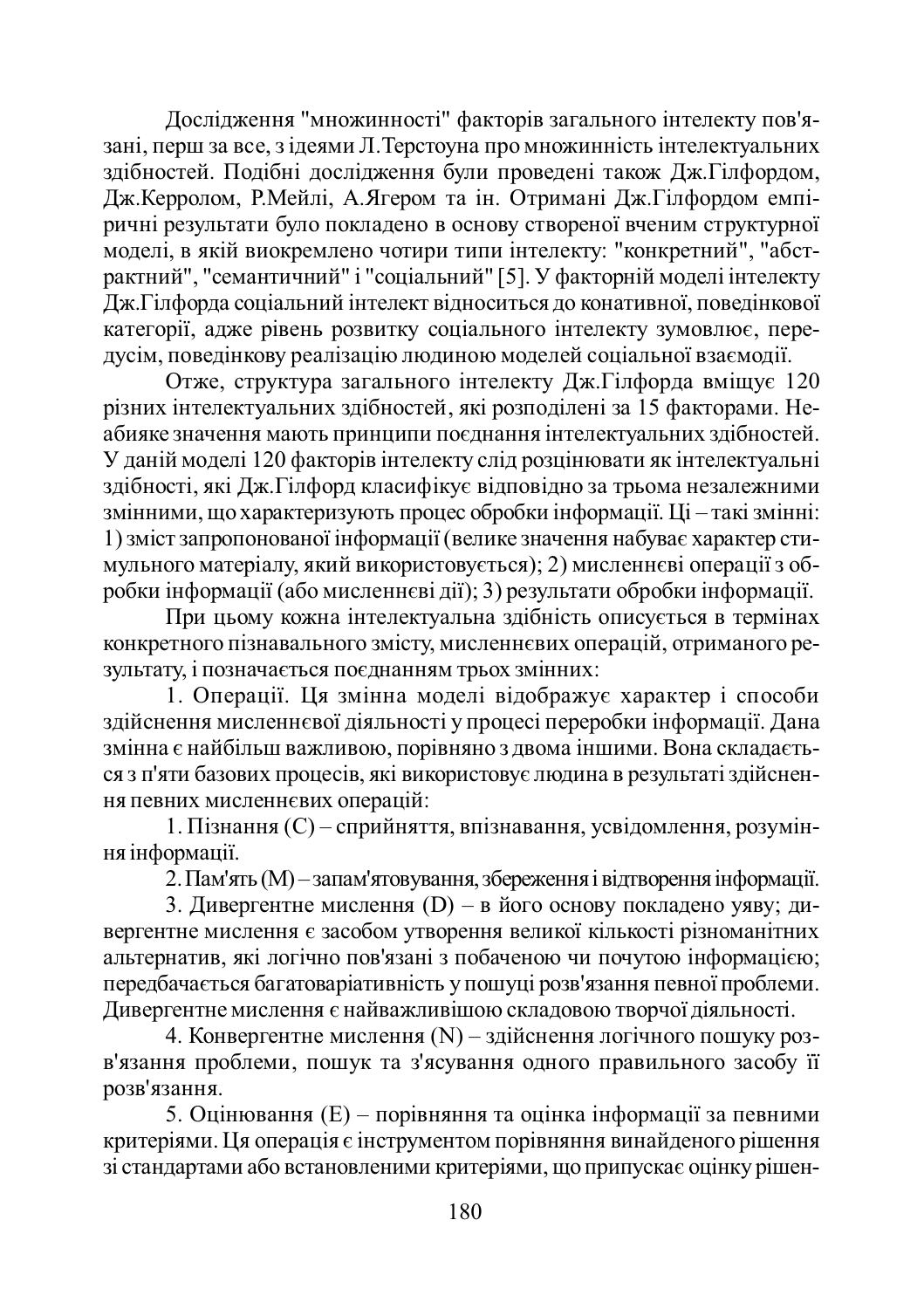Дослідження "множинності" факторів загального інтелекту пов'язані, перш за все, з ідеями Л.Терстоуна про множинність інтелектуальних здібностей. Подібні дослідження були проведені також Дж.Гілфордом, Дж.Керролом, Р.Мейлі, А.Ягером та ін. Отримані Дж.Гілфордом емпіричні результати було покладено в основу створеної вченим структурної моделі, в якій виокремлено чотири типи інтелекту: "конкретний", "абстрактний", "семантичний" і "соціальний" [5]. У факторній моделі інтелекту Дж.Гілфорда соціальний інтелект відноситься до конативної, поведінкової категорії, адже рівень розвитку соціального інтелекту зумовлює, передусім, поведінкову реалізацію людиною моделей соціальної взаємодії.

Отже, структура загального інтелекту Дж.Гілфорда вміщує 120 різних інтелектуальних здібностей, які розподілені за 15 факторами. Неабияке значення мають принципи поєднання інтелектуальних здібностей. У даній моделі 120 факторів інтелекту слід розцінювати як інтелектуальні здібності, які Дж.Гілфорд класифікує відповідно за трьома незалежними змінними, що характеризують процес обробки інформації. Ці – такі змінні: 1) зміст запропонованої інформації (велике значення набуває характер стимульного матеріалу, який використовується); 2) мисленнєві операції з обробки інформації (або мисленнєві дії); 3) результати обробки інформації.

При цьому кожна інтелектуальна здібність описується в термінах конкретного пізнавального змісту, мисленнєвих операцій, отриманого результату, і позначається поєднанням трьох змінних:

1. Операції. Ця змінна моделі відображує характер і способи здійснення мисленнєвої діяльності у процесі переробки інформації. Дана змінна є найбільш важливою, порівняно з двома іншими. Вона складається з п'яти базових процесів, які використовує людина в результаті здійснення певних мисленнєвих операцій:

1. Пізнання (C) – сприйняття, впізнавання, усвідомлення, розуміння інформації.

2. Пам'ять (M) – запам'ятовування, збереження і відтворення інформації.

3. Дивергентне мислення (D) – в його основу покладено уяву; дивергентне мислення є засобом утворення великої кількості різноманітних альтернатив, які логічно пов'язані з побаченою чи почутою інформацією; передбачається багатоваріативність у пошуці розв'язання певної проблеми. Дивергентне мислення є найважливішою складовою творчої діяльності.

4. Конвергентне мислення (N) – здійснення логічного пошуку розв'язання проблеми, пошук та з'ясування одного правильного засобу її розв'язання.

5. Оцінювання (E) – порівняння та оцінка інформації за певними критеріями. Ця операція є інструментом порівняння винайденого рішення зі стандартами або встановленими критеріями, що припускає оцінку рішен-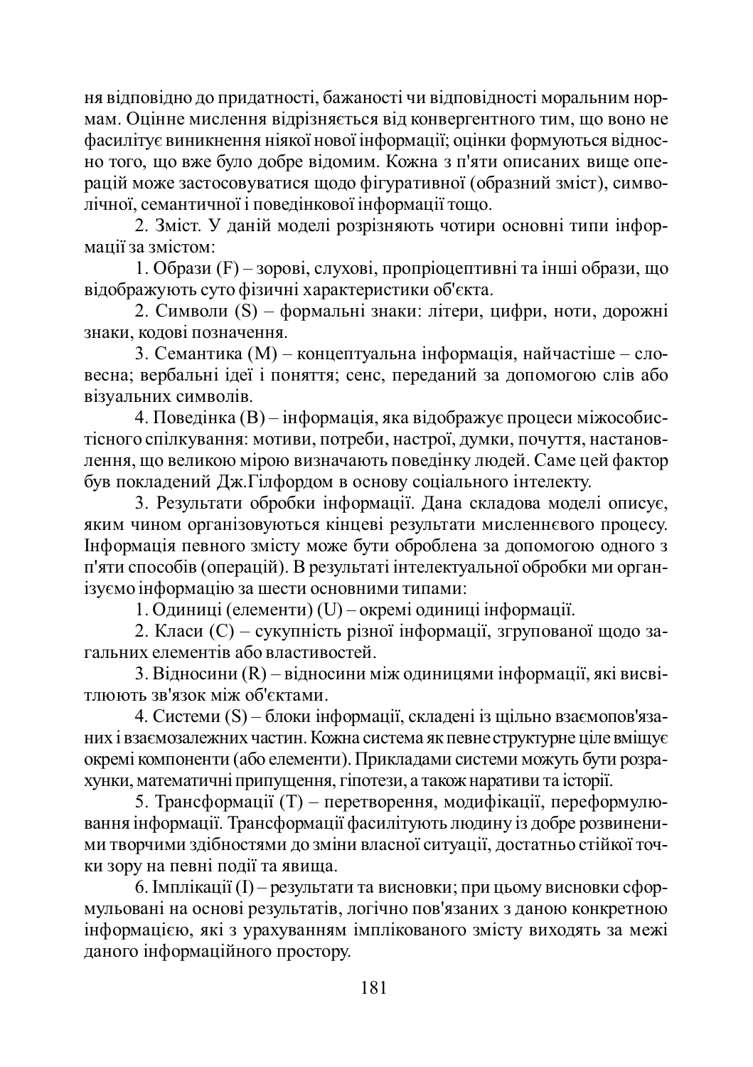ня відповідно до придатності, бажаності чи відповідності моральним нормам. Оцінне мислення відрізняється від конвергентного тим, що воно не фасилітує виникнення ніякої нової інформації; оцінки формуються відносно того, що вже було добре відомим. Кожна з п'яти описаних вище операцій може застосовуватися щодо фігуративної (образний зміст), символічної, семантичної і поведінкової інформації тощо.

2. Зміст. У даній моделі розрізняють чотири основні типи інформації за змістом:

1. Образи (F) – зорові, слухові, пропріоцептивні та інші образи, що відображують суто фізичні характеристики об'єкта.

2. Символи (S) – формальні знаки: літери, цифри, ноти, дорожні знаки, кодові позначення.

3. Семантика (M) – концептуальна інформація, найчастіше – словесна; вербальні ідеї і поняття; сенс, переданий за допомогою слів або візуальних символів.

4. Поведінка (B) – інформація, яка відображує процеси міжособистісного спілкування: мотиви, потреби, настрої, думки, почуття, настановлення, що великою мірою визначають поведінку людей. Саме цей фактор був покладений Дж.Гілфордом в основу соціального інтелекту.

3. Результати обробки інформації. Дана складова моделі описує, яким чином організовуються кінцеві результати мисленнєвого процесу. Інформація певного змісту може бути оброблена за допомогою одного з п'яти способів (операцій). В результаті інтелектуальної обробки ми організуємо інформацію за шести основними типами:

1. Одиниці (елементи) (U) – окремі одиниці інформації.

2. Класи (C) – сукупність різної інформації, згрупованої щодо загальних елементів або властивостей.

3. Відносини (R) – відносини між одиницями інформації, які висвітлюють зв'язок між об'єктами.

4. Системи (S) – блоки інформації, складені із щільно взаємопов'язаних і взаємозалежних частин. Кожна система як певне структурне ціле вміщує окремі компоненти (або елементи). Прикладами системи можуть бути розрахунки, математичні припущення, гіпотези, а також наративи та історії.

5. Трансформації (T) – перетворення, модифікації, переформулювання інформації. Трансформації фасилітують людину із добре розвиненими творчими здібностями до зміни власної ситуації, достатньо стійкої точки зору на певні події та явища.

6. Імплікації (I) – результати та висновки; при цьому висновки сформульовані на основі результатів, логічно пов'язаних з даною конкретною інформацією, які з урахуванням імплікованого змісту виходять за межі даного інформаційного простору.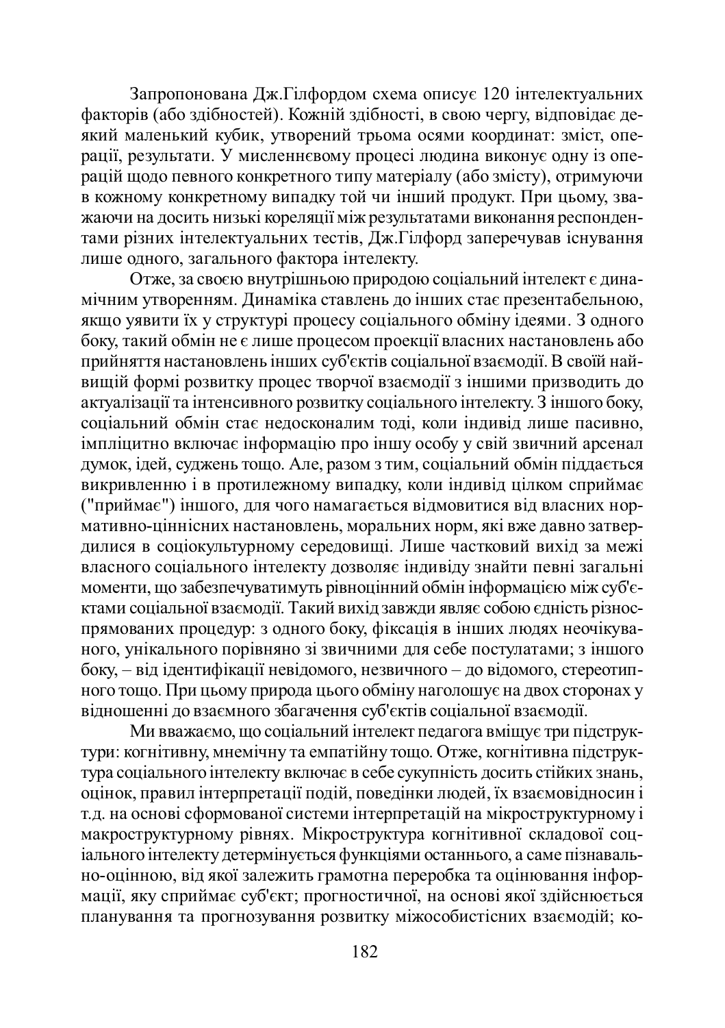Запропонована Дж.Гілфордом схема описує 120 інтелектуальних факторів (або здібностей). Кожній здібності, в свою чергу, відповідає деякий маленький кубик, утворений трьома осями координат: зміст, операції, результати. У мисленнєвому процесі людина виконує одну із операцій щодо певного конкретного типу матеріалу (або змісту), отримуючи в кожному конкретному випадку той чи інший продукт. При цьому, зважаючи на досить низькі кореляції між результатами виконання респондентами різних інтелектуальних тестів, Дж.Гілфорд заперечував існування лише одного, загального фактора інтелекту.

Отже, за своєю внутрішньою природою соціальний інтелект є динамічним утворенням. Динаміка ставлень до інших стає презентабельною, якщо уявити їх у структурі процесу соціального обміну ідеями. З одного боку, такий обмін не є лише процесом проекції власних настановлень або прийняття настановлень інших суб'єктів соціальної взаємодії. В своїй найвищій формі розвитку процес творчої взаємодії з іншими призводить до актуалізації та інтенсивного розвитку соціального інтелекту. З іншого боку, соціальний обмін стає недосконалим тоді, коли індивід лише пасивно, імпліцитно включає інформацію про іншу особу у свій звичний арсенал думок, ідей, суджень тощо. Але, разом з тим, соціальний обмін піддається викривленню і в протилежному випадку, коли індивід цілком сприймає ("приймає") іншого, для чого намагається відмовитися від власних нормативно-ціннісних настановлень, моральних норм, які вже давно затвердилися в соціокультурному середовищі. Лише частковий вихід за межі власного соціального інтелекту дозволяє індивіду знайти певні загальні моменти, що забезпечуватимуть рівноцінний обмін інформацією між суб'єктами соціальної взаємодії. Такий вихід завжди являє собою єдність різноспрямованих процедур: з одного боку, фіксація в інших людях неочікуваного, унікального порівняно зі звичними для себе постулатами; з іншого боку, – від ідентифікації невідомого, незвичного – до відомого, стереотипного тощо. При цьому природа цього обміну наголошує на двох сторонах у відношенні до взаємного збагачення суб'єктів соціальної взаємодії.

Ми вважаємо, що соціальний інтелект педагога вміщує три підструктури: когнітивну, мнемічну та емпатійну тощо. Отже, когнітивна підструктура соціального інтелекту включає в себе сукупність досить стійких знань, оцінок, правил інтерпретації подій, поведінки людей, їх взаємовідносин і т.д. на основі сформованої системи інтерпретацій на мікроструктурному і макроструктурному рівнях. Мікроструктура когнітивної складової соціального інтелекту детермінується функціями останнього, а саме пізнавально-оцінною, від якої залежить грамотна переробка та оцінювання інформації, яку сприймає суб'єкт; прогностичної, на основі якої здійснюється планування та прогнозування розвитку міжособистісних взаємодій; ко-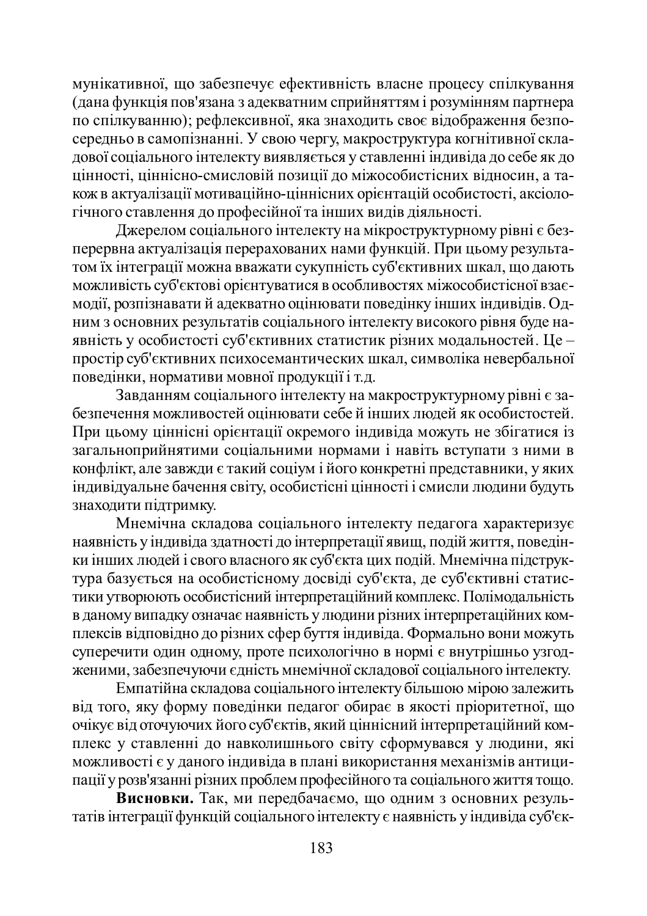мунікативної, що забезпечує ефективність власне процесу спілкування (дана функція пов'язана з адекватним сприйняттям і розумінням партнера по спілкуванню); рефлексивної, яка знаходить своє відображення безпосередньо в самопізнанні. У свою чергу, макроструктура когнітивної складової соціального інтелекту виявляється у ставленні індивіда до себе як до цінності, ціннісно-смисловій позиції до міжособистісних відносин, а також в актуалізації мотиваційно-ціннісних орієнтацій особистості, аксіологічного ставлення до професійної та інших видів діяльності.

Джерелом соціального інтелекту на мікроструктурному рівні є безперервна актуалізація перерахованих нами функцій. При цьому результатом їх інтеграції можна вважати сукупність суб'єктивних шкал, що дають можливість суб'єктові орієнтуватися в особливостях міжособистісної взаємодії, розпізнавати й адекватно оцінювати поведінку інших індивідів. Одним з основних результатів соціального інтелекту високого рівня буде наявність у особистості суб'єктивних статистик різних модальностей. Це – простір суб'єктивних психосемантических шкал, символіка невербальної поведінки, нормативи мовної продукції і т.д.

Завданням соціального інтелекту на макроструктурному рівні є забезпечення можливостей оцінювати себе й інших людей як особистостей. При цьому ціннісні орієнтації окремого індивіда можуть не збігатися із загальноприйнятими соціальними нормами і навіть вступати з ними в конфлікт, але завжди є такий соціум і його конкретні представники, у яких індивідуальне бачення світу, особистісні цінності і смисли людини будуть знаходити підтримку.

Мнемічна складова соціального інтелекту педагога характеризує наявність у індивіда здатності до інтерпретації явищ, подій життя, поведінки інших людей і свого власного як суб'єкта цих подій. Мнемічна підструктура базується на особистісному досвіді суб'єкта, де суб'єктивні статистики утворюють особистісний інтерпретаційний комплекс. Полімодальність в даному випадку означає наявність у людини різних інтерпретаційних комплексів відповідно до різних сфер буття індивіда. Формально вони можуть суперечити один одному, проте психологічно в нормі є внутрішньо узгодженими, забезпечуючи єдність мнемічної складової соціального інтелекту.

Емпатійна складова соціального інтелекту більшою мірою залежить від того, яку форму поведінки педагог обирає в якості пріоритетної, що очікує від оточуючих його суб'єктів, який ціннісний інтерпретаційний комплекс у ставленні до навколишнього світу сформувався у людини, які можливості є у даного індивіда в плані використання механізмів антиципації у розв'язанні різних проблем професійного та соціального життя тощо.

**Висновки.** Так, ми передбачаємо, що одним з основних результатів інтеграції функцій соціального інтелекту є наявність у індивіда суб'єк-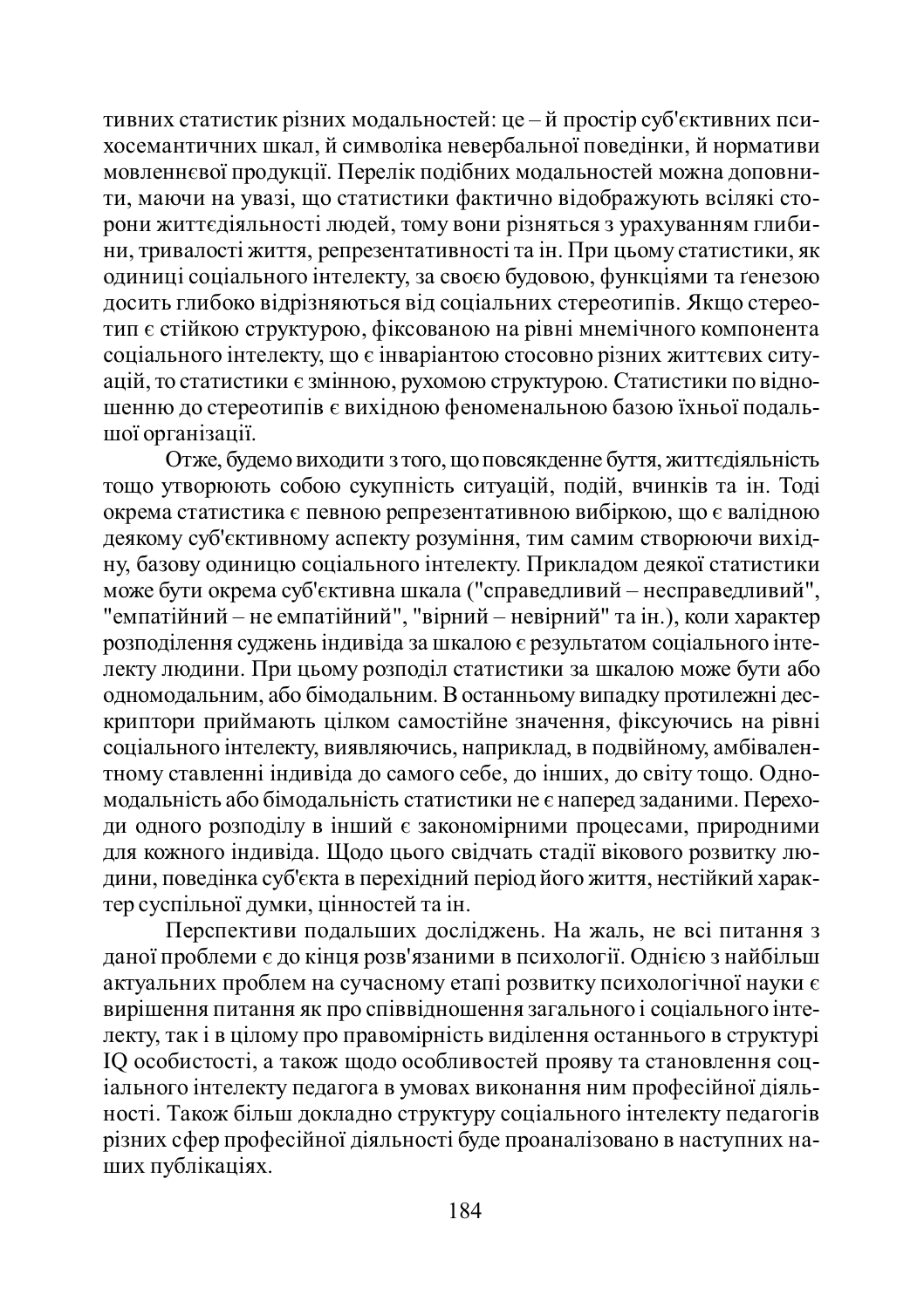тивних статистик різних модальностей: це – й простір суб'єктивних психосемантичних шкал, й символіка невербальної поведінки, й нормативи мовленнєвої продукції. Перелік подібних модальностей можна доповнити, маючи на увазі, що статистики фактично відображують всілякі сторони життєдіяльності людей, тому вони різняться з урахуванням глибини, тривалості життя, репрезентативності та ін. При цьому статистики, як одиниці соціального інтелекту, за своєю будовою, функціями та ґенезою досить глибоко відрізняються від соціальних стереотипів. Якщо стереотип є стійкою структурою, фіксованою на рівні мнемічного компонента соціального інтелекту, що є інваріантою стосовно різних життєвих ситуацій, то статистики є змінною, рухомою структурою. Статистики по відношенню до стереотипів є вихідною феноменальною базою їхньої подальшої організації.

Отже, будемо виходити з того, що повсякденне буття, життєдіяльність тощо утворюють собою сукупність ситуацій, подій, вчинків та ін. Тоді окрема статистика є певною репрезентативною вибіркою, що є валідною деякому суб'єктивному аспекту розуміння, тим самим створюючи вихідну, базову одиницю соціального інтелекту. Прикладом деякої статистики може бути окрема суб'єктивна шкала ("справедливий – несправедливий", "емпатійний – не емпатійний", "вірний – невірний" та ін.), коли характер розподілення суджень індивіда за шкалою є результатом соціального інтелекту людини. При цьому розподіл статистики за шкалою може бути або одномодальним, або бімодальним. В останньому випадку протилежні дескриптори приймають цілком самостійне значення, фіксуючись на рівні соціального інтелекту, виявляючись, наприклад, в подвійному, амбівалентному ставленні індивіда до самого себе, до інших, до світу тощо. Одномодальність або бімодальність статистики не є наперед заданими. Переходи одного розподілу в інший є закономірними процесами, природними для кожного індивіда. Щодо цього свідчать стадії вікового розвитку людини, поведінка суб'єкта в перехідний період його життя, нестійкий характер суспільної думки, цінностей та ін.

Перспективи подальших досліджень. На жаль, не всі питання з даної проблеми є до кінця розв'язаними в психології. Однією з найбільш актуальних проблем на сучасному етапі розвитку психологічної науки є вирішення питання як про співвідношення загального і соціального інтелекту, так і в цілому про правомірність виділення останнього в структурі IQ особистості, а також щодо особливостей прояву та становлення соціального інтелекту педагога в умовах виконання ним професійної діяльності. Також більш докладно структуру соціального інтелекту педагогів різних сфер професійної діяльності буде проаналізовано в наступних наших публікаціях.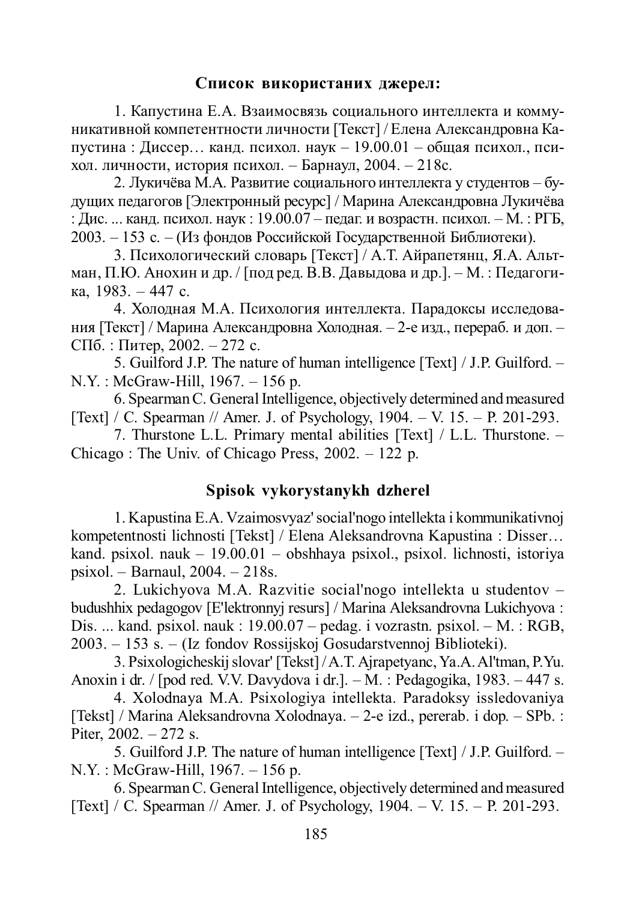**Список використаних джерел:**

1. Капустина Е.А. Взаимосвязь социального интеллекта и коммуникативной компетентности личности [Текст] / Елена Александровна Капустина : Диссер… канд. психол. наук – 19.00.01 – общая психол., психол. личности, история психол. – Барнаул, 2004. – 218с.

2. Лукичёва М.А. Развитие социального интеллекта у студентов – будущих педагогов [Электронный ресурс] / Марина Александровна Лукичёва : Дис. ... канд. психол. наук : 19.00.07 – педаг. и возрастн. психол. – М. : РГБ, 2003. – 153 с. – (Из фондов Российской Государственной Библиотеки).

3. Психологический словарь [Текст] / А.Т. Айрапетянц, Я.А. Альтман, П.Ю. Анохин и др. / [под ред. В.В. Давыдова и др.]. – М. : Педагогика, 1983. – 447 с.

4. Холодная М.А. Психология интеллекта. Парадоксы исследования [Текст] / Марина Александровна Холодная. – 2-е изд., перераб. и доп. – СПб. : Питер, 2002. – 272 с.

5. Guilford J.P. The nature of human intelligence [Text] / J.P. Guilford. – N.Y. : McGraw-Hill, 1967. – 156 p.

6. Spearman C. General Intelligence, objectively determined and measured [Text] / C. Spearman // Amer. J. of Psychology, 1904. – V. 15. – P. 201-293.

7. Thurstone L.L. Primary mental abilities [Text] / L.L. Thurstone. – Chicago : The Univ. of Chicago Press, 2002. – 122 p.

**Spisok vykorystanykh dzherel**

1. Kapustina E.A. Vzaimosvyaz' social'nogo intellekta i kommunikativnoj kompetentnosti lichnosti [Tekst] / Elena Aleksandrovna Kapustina : Disser… kand. psixol. nauk – 19.00.01 – obshhaya psixol., psixol. lichnosti, istoriya psixol. – Barnaul, 2004. – 218s.

2. Lukichyova M.A. Razvitie social'nogo intellekta u studentov – budushhix pedagogov [E'lektronnyj resurs] / Marina Aleksandrovna Lukichyova : Dis. ... kand. psixol. nauk : 19.00.07 – pedag. i vozrastn. psixol. – M. : RGB, 2003. – 153 s. – (Iz fondov Rossijskoj Gosudarstvennoj Biblioteki).

3. Psixologicheskij slovar' [Tekst] / A.T. Ajrapetyanc, Ya.A. Al'tman, P.Yu. Anoxin i dr. / [pod red. V.V. Davydova i dr.]. – M. : Pedagogika, 1983. – 447 s.

4. Xolodnaya M.A. Psixologiya intellekta. Paradoksy issledovaniya [Tekst] / Marina Aleksandrovna Xolodnaya. – 2-e izd., pererab. i dop. – SPb. : Piter, 2002. – 272 s.

5. Guilford J.P. The nature of human intelligence [Text] / J.P. Guilford. – N.Y. : McGraw-Hill, 1967. – 156 p.

6. Spearman C. General Intelligence, objectively determined and measured [Text] / C. Spearman // Amer. J. of Psychology, 1904. – V. 15. – P. 201-293.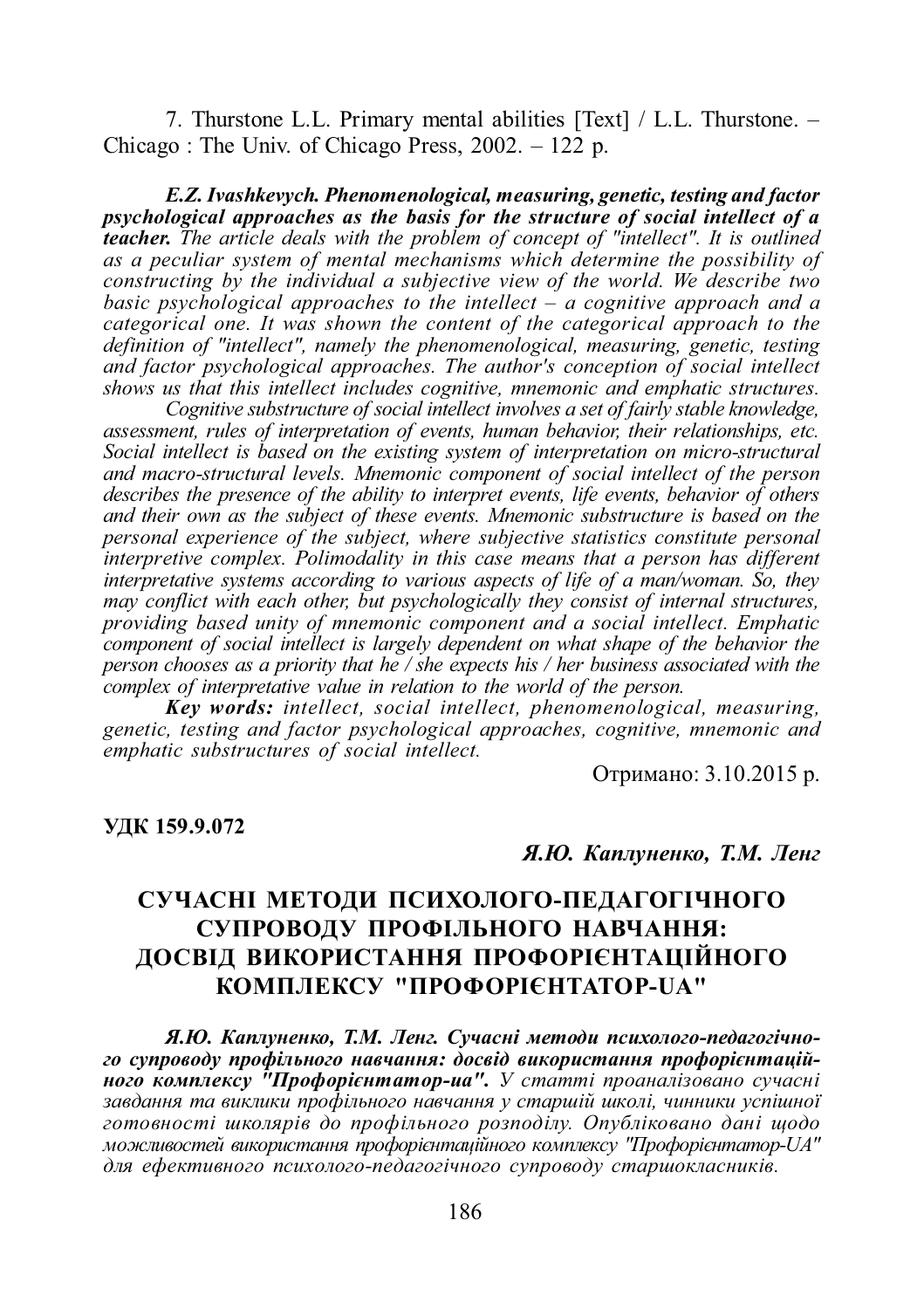7. Thurstone L.L. Primary mental abilities [Text] / L.L. Thurstone. – Chicago : The Univ. of Chicago Press, 2002. – 122 p.

***E.Z. Ivashkevych. Phenomenological, measuring, genetic, testing and factor psychological approaches as the basis for the structure of social intellect of a teacher.*** *The article deals with the problem of concept of "intellect". It is outlined as a peculiar system of mental mechanisms which determine the possibility of constructing by the individual a subjective view of the world. We describe two basic psychological approaches to the intellect – a cognitive approach and a categorical one. It was shown the content of the categorical approach to the definition of "intellect", namely the phenomenological, measuring, genetic, testing and factor psychological approaches. The author's conception of social intellect shows us that this intellect includes cognitive, mnemonic and emphatic structures.*

*Cognitive substructure of social intellect involves a set of fairly stable knowledge, assessment, rules of interpretation of events, human behavior, their relationships, etc. Social intellect is based on the existing system of interpretation on micro-structural and macro-structural levels. Mnemonic component of social intellect of the person describes the presence of the ability to interpret events, life events, behavior of others and their own as the subject of these events. Mnemonic substructure is based on the personal experience of the subject, where subjective statistics constitute personal interpretive complex. Polimodality in this case means that a person has different interpretative systems according to various aspects of life of a man/woman. So, they may conflict with each other, but psychologically they consist of internal structures, providing based unity of mnemonic component and a social intellect. Emphatic component of social intellect is largely dependent on what shape of the behavior the person chooses as a priority that he / she expects his / her business associated with the complex of interpretative value in relation to the world of the person.*

***Key words:*** *intellect, social intellect, phenomenological, measuring, genetic, testing and factor psychological approaches, cognitive, mnemonic and emphatic substructures of social intellect.*

Отримано: 3.10.2015 р.

**УДК 159.9.072**

***Я.Ю. Каплуненко, Т.М. Ленг***

## СУЧАСНІ МЕТОДИ ПСИХОЛОГО-ПЕДАГОГІЧНОГО СУПРОВОДУ ПРОФІЛЬНОГО НАВЧАННЯ: ДОСВІД ВИКОРИСТАННЯ ПРОФОРІЄНТАЦІЙНОГО КОМПЛЕКСУ "ПРОФОРІЄНТАТОР-UA"

***Я.Ю. Каплуненко, Т.М. Ленг. Сучасні методи психолого-педагогічного супроводу профільного навчання: досвід використання профорієнтаційного комплексу "Профорієнтатор-ua".*** *У статті проаналізовано сучасні завдання та виклики профільного навчання у старшій школі, чинники успішної готовності школярів до профільного розподілу. Опубліковано дані щодо можливостей використання профорієнтаційного комплексу "Профорієнтатор-UA" для ефективного психолого-педагогічного супроводу старшокласників.*